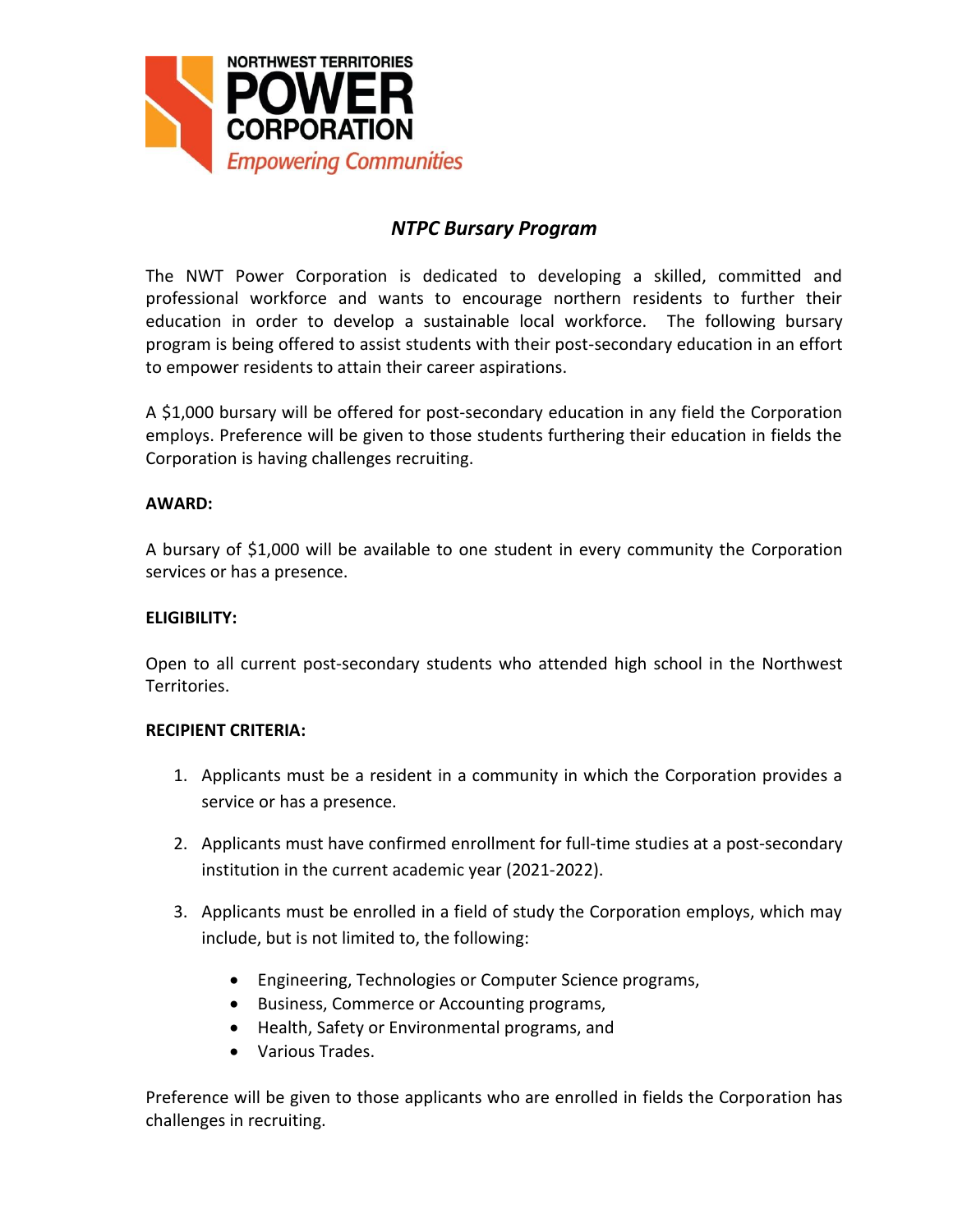# NTPC Bursary Program

The NWT Power Corporation is dedicated to developing a skilled, committed and professional workforce and wants to encourage northern residents to further their education in order to develop a sustainable local workforce. The following bursary program is being offered to assist students with their post-secondary education in an effort to empower residents to attain their career aspirations.

A $1,000 bursary will be offered for post-secondary education in any field the Corporation employs. Preference will be given to those students furthering their education in fields the Corporation is having challenges recruiting.

**AWARD:**

A bursary of $1,000 will be available to one student in every community the Corporation services or has a presence.

**ELIGIBILITY:**

Open to all current post-secondary students who attended high school in the Northwest Territories.

**RECIPIENT CRITERIA:**

1. Applicants must be a resident in a community in which the Corporation provides a service or has a presence.
2. Applicants must have confirmed enrollment for full-time studies at a post-secondary institution in the current academic year (2021-2022).
3. Applicants must be enrolled in a field of study the Corporation employs, which may include, but is not limited to, the following:
   - Engineering, Technologies or Computer Science programs,
   - Business, Commerce or Accounting programs,
   - Health, Safety or Environmental programs, and
   - Various Trades.

Preference will be given to those applicants who are enrolled in fields the Corporation has challenges in recruiting.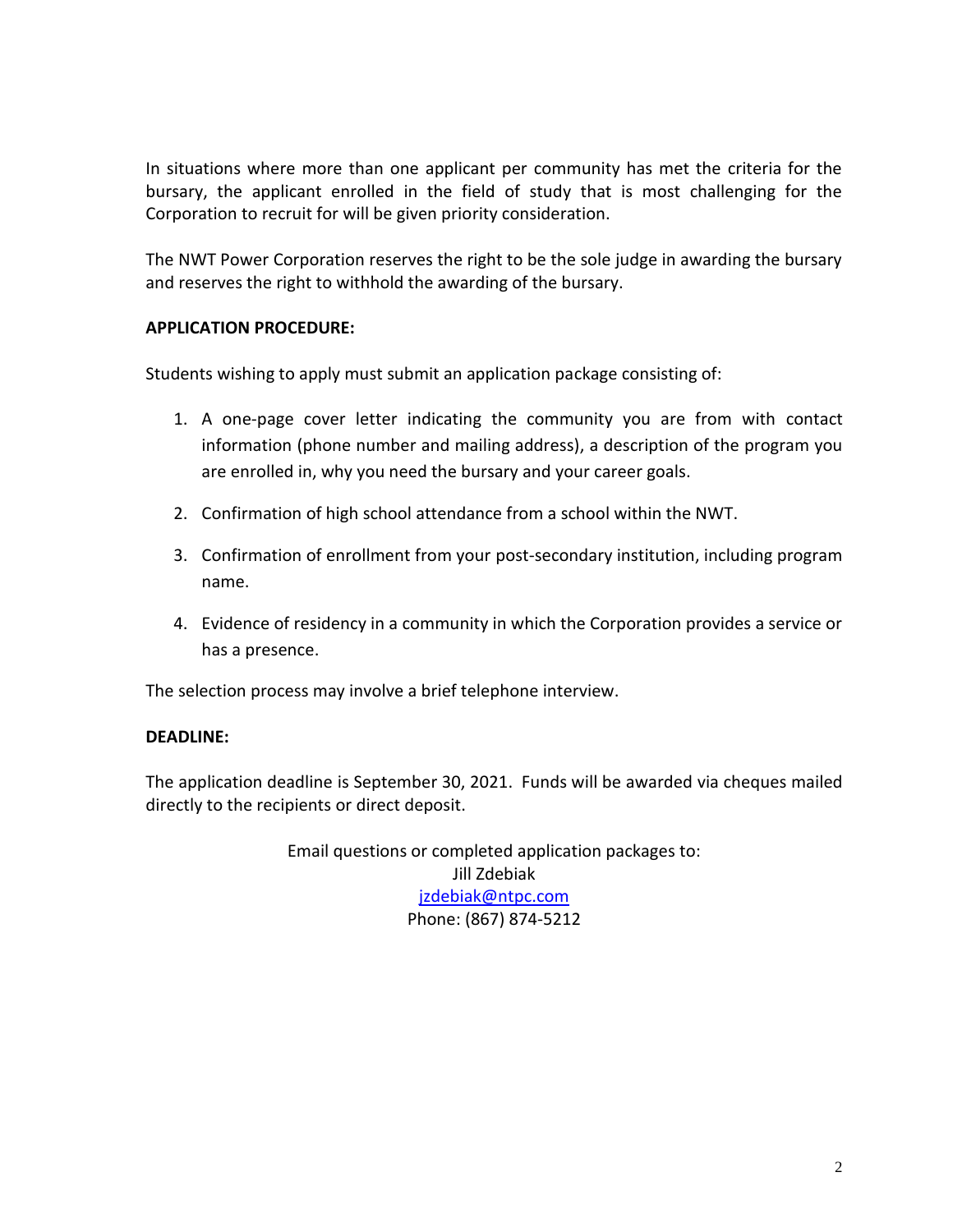In situations where more than one applicant per community has met the criteria for the bursary, the applicant enrolled in the field of study that is most challenging for the Corporation to recruit for will be given priority consideration.

The NWT Power Corporation reserves the right to be the sole judge in awarding the bursary and reserves the right to withhold the awarding of the bursary.

**APPLICATION PROCEDURE:**

Students wishing to apply must submit an application package consisting of:

1. A one-page cover letter indicating the community you are from with contact information (phone number and mailing address), a description of the program you are enrolled in, why you need the bursary and your career goals.

2. Confirmation of high school attendance from a school within the NWT.

3. Confirmation of enrollment from your post-secondary institution, including program name.

4. Evidence of residency in a community in which the Corporation provides a service or has a presence.

The selection process may involve a brief telephone interview.

**DEADLINE:**

The application deadline is September 30, 2021. Funds will be awarded via cheques mailed directly to the recipients or direct deposit.

Email questions or completed application packages to:
Jill Zdebiak
jzdebiak@ntpc.com
Phone: (867) 874-5212